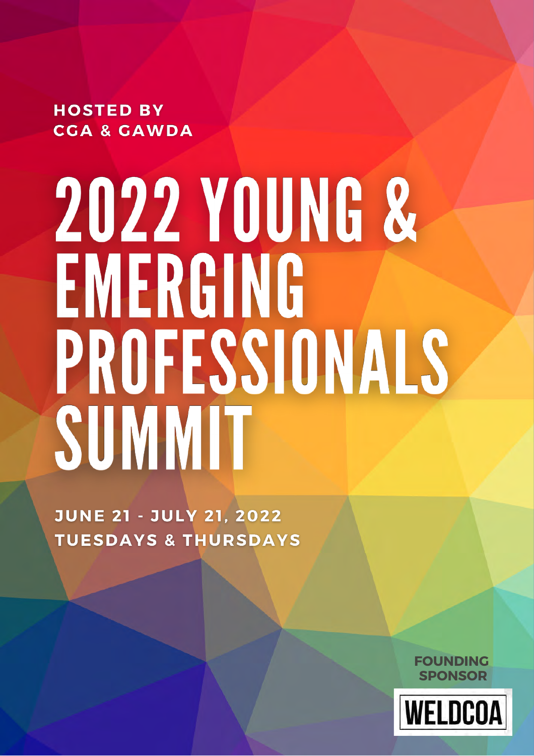**HOSTED BY**
**CGA & GAWDA**

# 2022 YOUNG & EMERGING PROFESSIONALS SUMMIT

**JUNE 21 - JULY 21, 2022**
**TUESDAYS & THURSDAYS**

**FOUNDING SPONSOR**

WELDCOA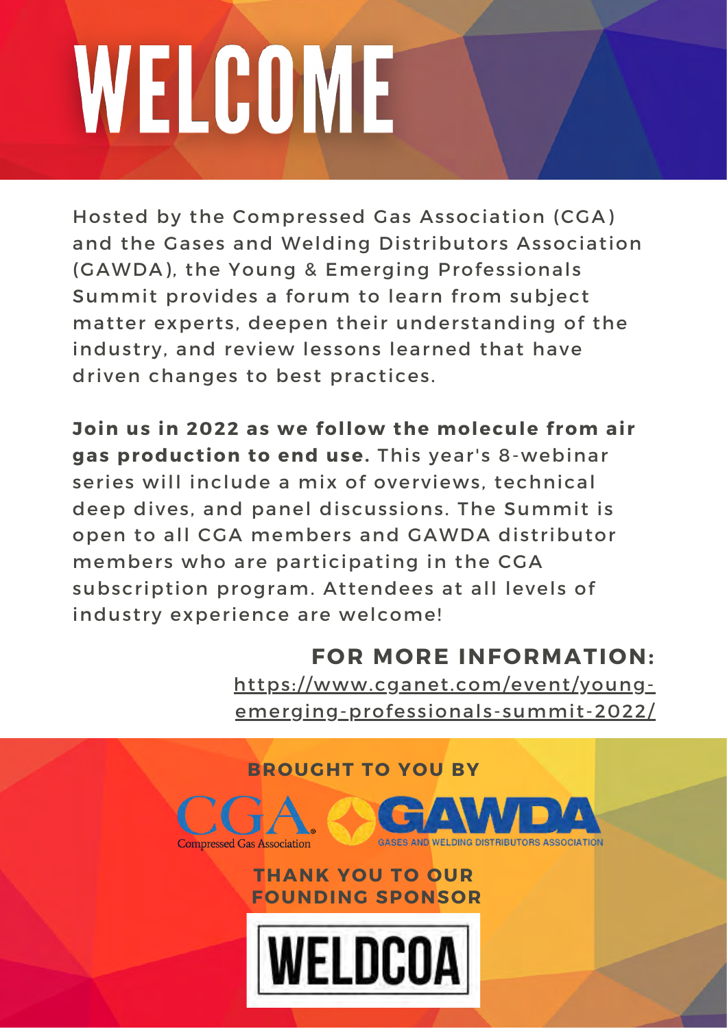# WELCOME

Hosted by the Compressed Gas Association (CGA) and the Gases and Welding Distributors Association (GAWDA), the Young & Emerging Professionals Summit provides a forum to learn from subject matter experts, deepen their understanding of the industry, and review lessons learned that have driven changes to best practices.

**Join us in 2022 as we follow the molecule from air gas production to end use.** This year's 8-webinar series will include a mix of overviews, technical deep dives, and panel discussions. The Summit is open to all CGA members and GAWDA distributor members who are participating in the CGA subscription program. Attendees at all levels of industry experience are welcome!

**FOR MORE INFORMATION:**
https://www.cganet.com/event/young-emerging-professionals-summit-2022/

**BROUGHT TO YOU BY**

CGA Compressed Gas Association

GAWDA GASES AND WELDING DISTRIBUTORS ASSOCIATION

**THANK YOU TO OUR FOUNDING SPONSOR**

WELDCOA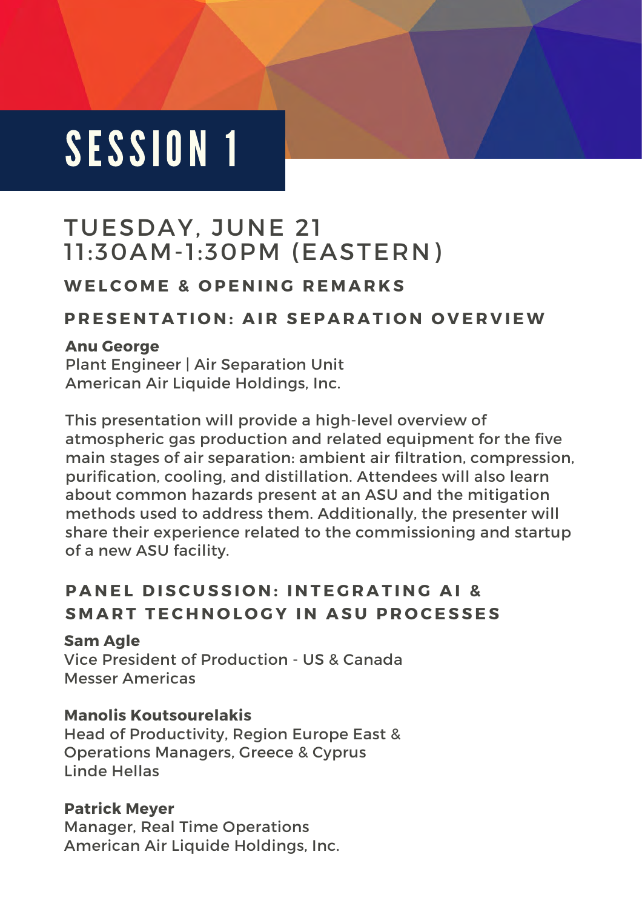# SESSION 1

## TUESDAY, JUNE 21
## 11:30AM-1:30PM (EASTERN)

### WELCOME & OPENING REMARKS

### PRESENTATION: AIR SEPARATION OVERVIEW

**Anu George**
Plant Engineer | Air Separation Unit
American Air Liquide Holdings, Inc.

This presentation will provide a high-level overview of atmospheric gas production and related equipment for the five main stages of air separation: ambient air filtration, compression, purification, cooling, and distillation. Attendees will also learn about common hazards present at an ASU and the mitigation methods used to address them. Additionally, the presenter will share their experience related to the commissioning and startup of a new ASU facility.

### PANEL DISCUSSION: INTEGRATING AI & SMART TECHNOLOGY IN ASU PROCESSES

**Sam Agle**
Vice President of Production - US & Canada
Messer Americas

**Manolis Koutsourelakis**
Head of Productivity, Region Europe East & Operations Managers, Greece & Cyprus
Linde Hellas

**Patrick Meyer**
Manager, Real Time Operations
American Air Liquide Holdings, Inc.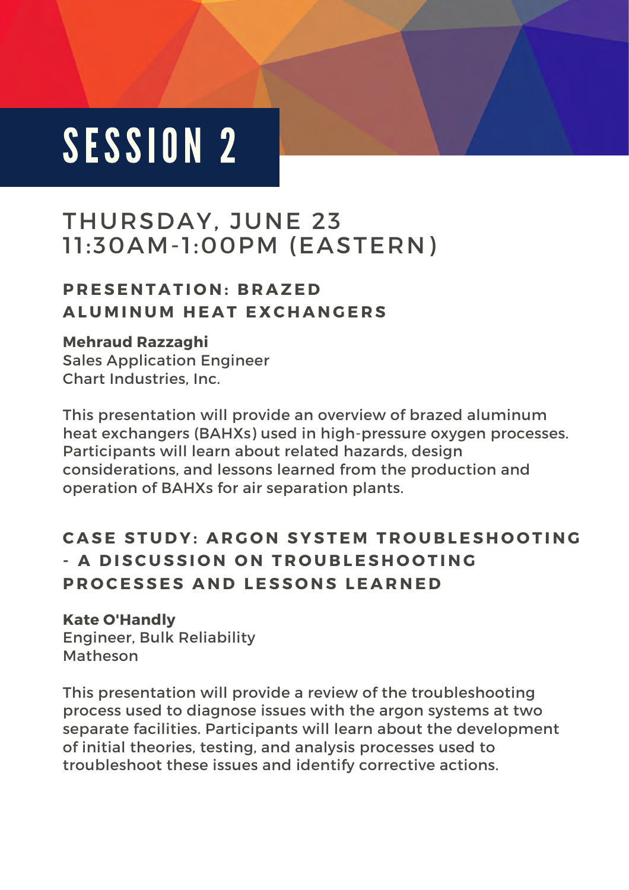# SESSION 2

## THURSDAY, JUNE 23
## 11:30AM-1:00PM (EASTERN)

### PRESENTATION: BRAZED ALUMINUM HEAT EXCHANGERS

**Mehraud Razzaghi**
Sales Application Engineer
Chart Industries, Inc.

This presentation will provide an overview of brazed aluminum heat exchangers (BAHXs) used in high-pressure oxygen processes. Participants will learn about related hazards, design considerations, and lessons learned from the production and operation of BAHXs for air separation plants.

### CASE STUDY: ARGON SYSTEM TROUBLESHOOTING - A DISCUSSION ON TROUBLESHOOTING PROCESSES AND LESSONS LEARNED

**Kate O'Handly**
Engineer, Bulk Reliability
Matheson

This presentation will provide a review of the troubleshooting process used to diagnose issues with the argon systems at two separate facilities. Participants will learn about the development of initial theories, testing, and analysis processes used to troubleshoot these issues and identify corrective actions.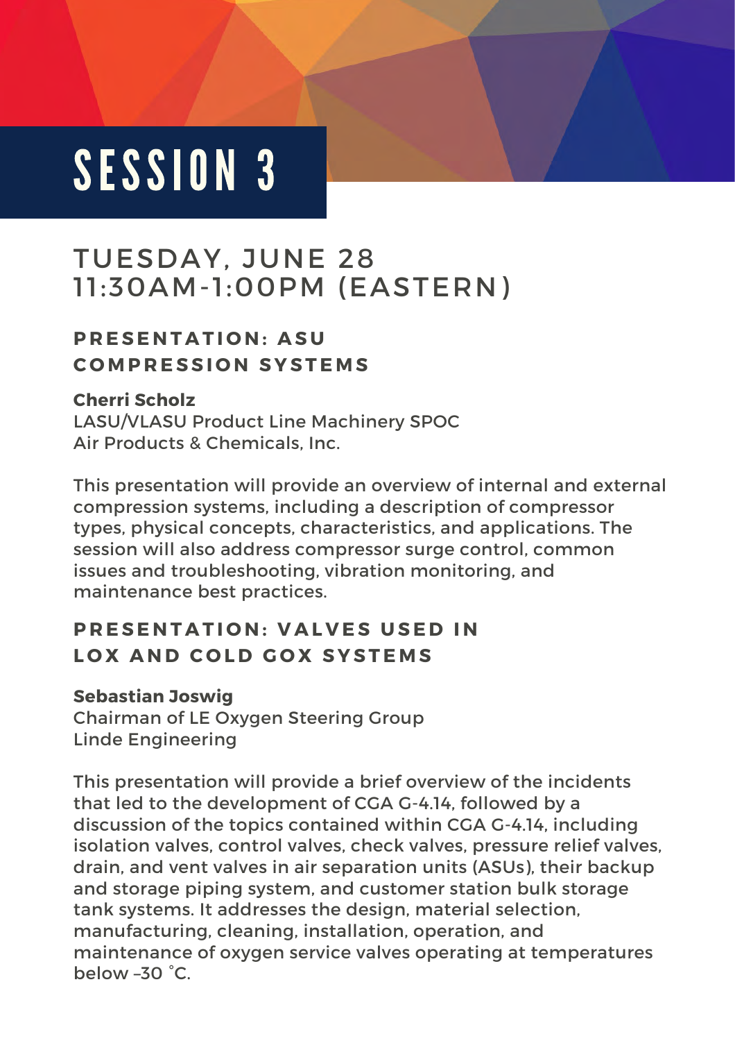# SESSION 3

## TUESDAY, JUNE 28
## 11:30AM-1:00PM (EASTERN)

### PRESENTATION: ASU COMPRESSION SYSTEMS

**Cherri Scholz**
LASU/VLASU Product Line Machinery SPOC
Air Products & Chemicals, Inc.

This presentation will provide an overview of internal and external compression systems, including a description of compressor types, physical concepts, characteristics, and applications. The session will also address compressor surge control, common issues and troubleshooting, vibration monitoring, and maintenance best practices.

### PRESENTATION: VALVES USED IN LOX AND COLD GOX SYSTEMS

**Sebastian Joswig**
Chairman of LE Oxygen Steering Group
Linde Engineering

This presentation will provide a brief overview of the incidents that led to the development of CGA G-4.14, followed by a discussion of the topics contained within CGA G-4.14, including isolation valves, control valves, check valves, pressure relief valves, drain, and vent valves in air separation units (ASUs), their backup and storage piping system, and customer station bulk storage tank systems. It addresses the design, material selection, manufacturing, cleaning, installation, operation, and maintenance of oxygen service valves operating at temperatures below –30 °C.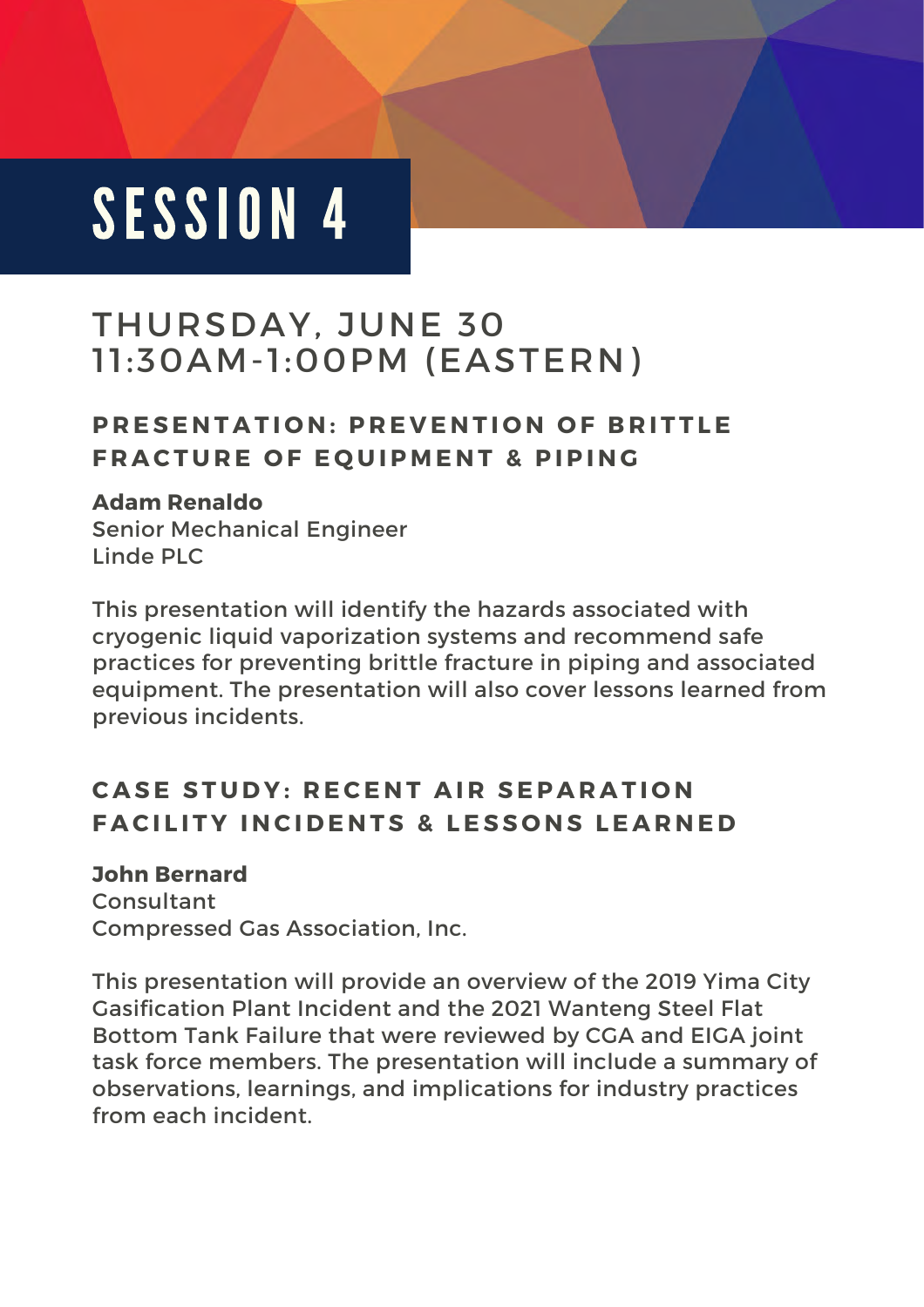# SESSION 4

## THURSDAY, JUNE 30
## 11:30AM-1:00PM (EASTERN)

### PRESENTATION: PREVENTION OF BRITTLE FRACTURE OF EQUIPMENT & PIPING

**Adam Renaldo**
Senior Mechanical Engineer
Linde PLC

This presentation will identify the hazards associated with cryogenic liquid vaporization systems and recommend safe practices for preventing brittle fracture in piping and associated equipment. The presentation will also cover lessons learned from previous incidents.

### CASE STUDY: RECENT AIR SEPARATION FACILITY INCIDENTS & LESSONS LEARNED

**John Bernard**
Consultant
Compressed Gas Association, Inc.

This presentation will provide an overview of the 2019 Yima City Gasification Plant Incident and the 2021 Wanteng Steel Flat Bottom Tank Failure that were reviewed by CGA and EIGA joint task force members. The presentation will include a summary of observations, learnings, and implications for industry practices from each incident.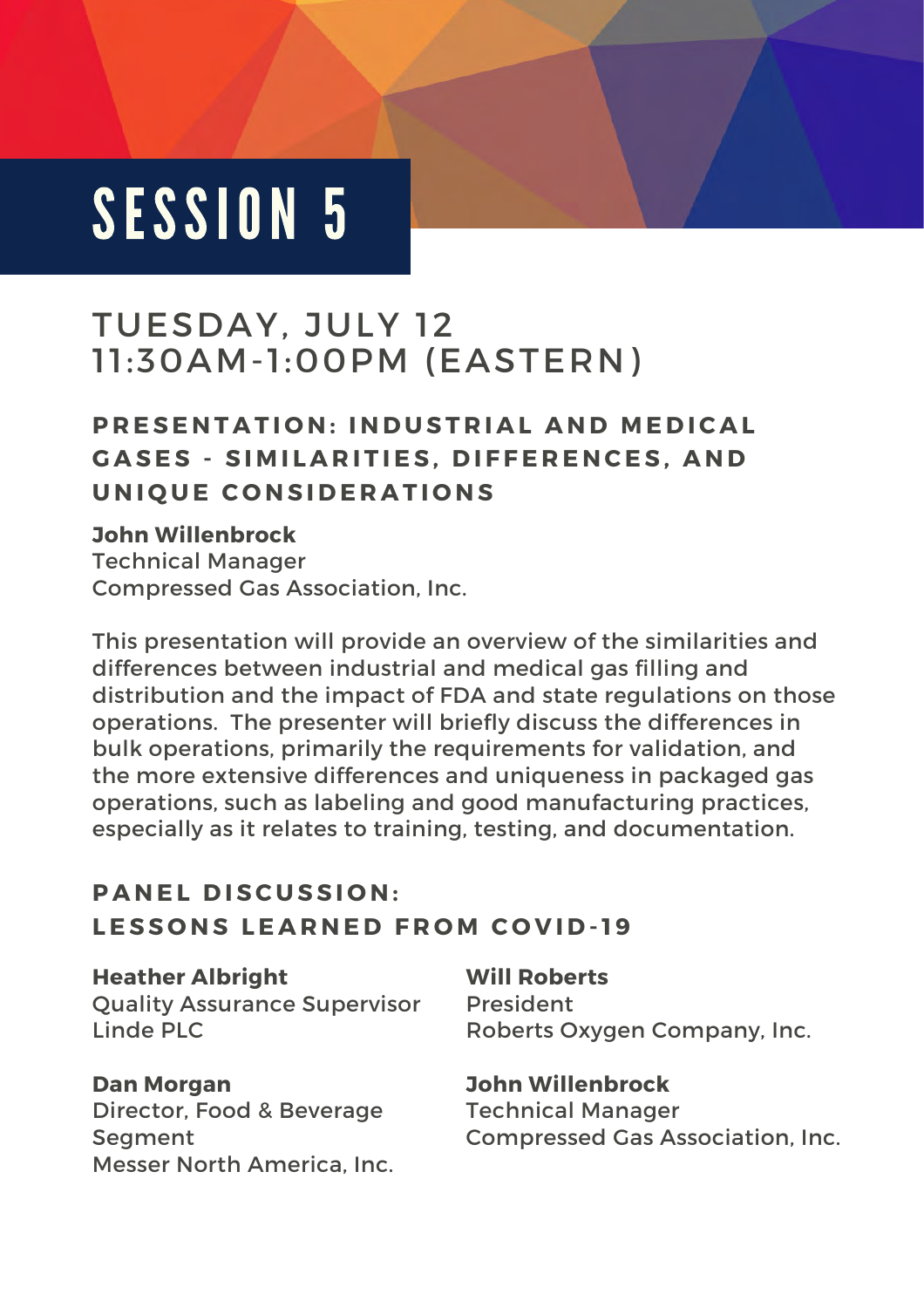# SESSION 5

## TUESDAY, JULY 12
## 11:30AM-1:00PM (EASTERN)

### PRESENTATION: INDUSTRIAL AND MEDICAL GASES - SIMILARITIES, DIFFERENCES, AND UNIQUE CONSIDERATIONS

**John Willenbrock**
Technical Manager
Compressed Gas Association, Inc.

This presentation will provide an overview of the similarities and differences between industrial and medical gas filling and distribution and the impact of FDA and state regulations on those operations. The presenter will briefly discuss the differences in bulk operations, primarily the requirements for validation, and the more extensive differences and uniqueness in packaged gas operations, such as labeling and good manufacturing practices, especially as it relates to training, testing, and documentation.

### PANEL DISCUSSION: LESSONS LEARNED FROM COVID-19

**Heather Albright**
Quality Assurance Supervisor
Linde PLC

**Dan Morgan**
Director, Food & Beverage Segment
Messer North America, Inc.

**Will Roberts**
President
Roberts Oxygen Company, Inc.

**John Willenbrock**
Technical Manager
Compressed Gas Association, Inc.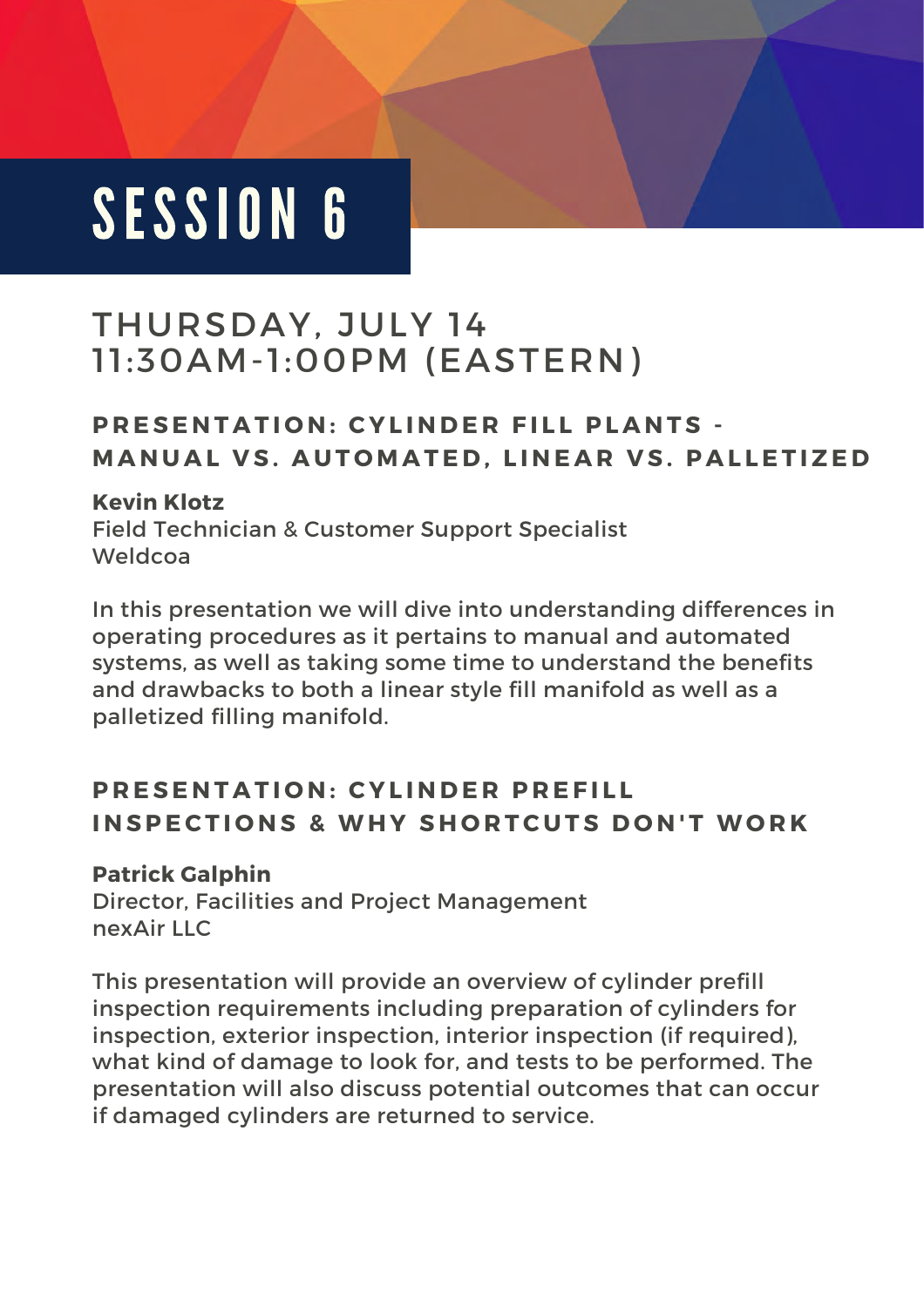# SESSION 6

## THURSDAY, JULY 14
## 11:30AM-1:00PM (EASTERN)

### PRESENTATION: CYLINDER FILL PLANTS - MANUAL VS. AUTOMATED, LINEAR VS. PALLETIZED

**Kevin Klotz**
Field Technician & Customer Support Specialist
Weldcoa

In this presentation we will dive into understanding differences in operating procedures as it pertains to manual and automated systems, as well as taking some time to understand the benefits and drawbacks to both a linear style fill manifold as well as a palletized filling manifold.

### PRESENTATION: CYLINDER PREFILL INSPECTIONS & WHY SHORTCUTS DON'T WORK

**Patrick Galphin**
Director, Facilities and Project Management
nexAir LLC

This presentation will provide an overview of cylinder prefill inspection requirements including preparation of cylinders for inspection, exterior inspection, interior inspection (if required), what kind of damage to look for, and tests to be performed. The presentation will also discuss potential outcomes that can occur if damaged cylinders are returned to service.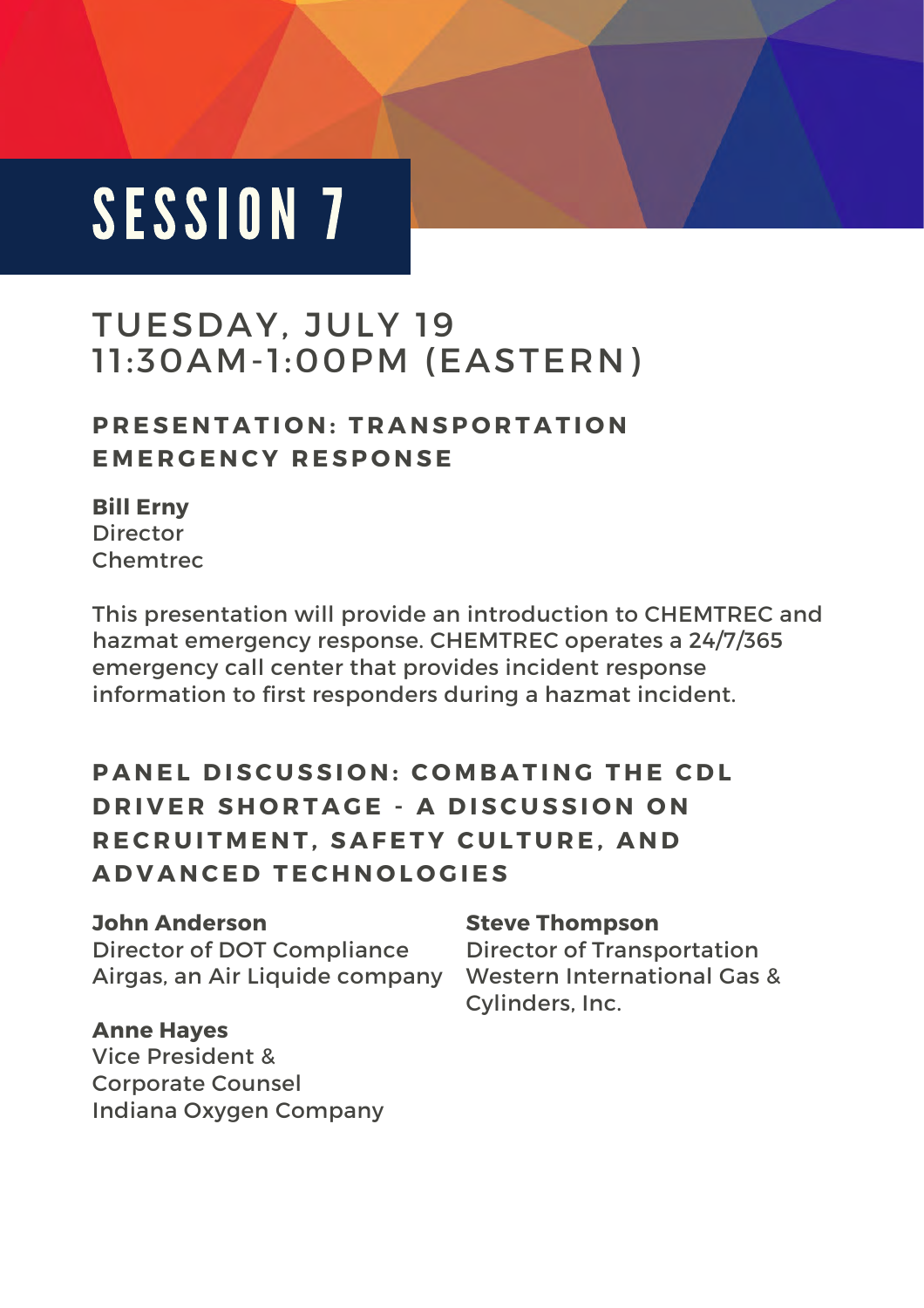# SESSION 7

## TUESDAY, JULY 19
## 11:30AM-1:00PM (EASTERN)

### PRESENTATION: TRANSPORTATION EMERGENCY RESPONSE

**Bill Erny**
Director
Chemtrec

This presentation will provide an introduction to CHEMTREC and hazmat emergency response. CHEMTREC operates a 24/7/365 emergency call center that provides incident response information to first responders during a hazmat incident.

### PANEL DISCUSSION: COMBATING THE CDL DRIVER SHORTAGE - A DISCUSSION ON RECRUITMENT, SAFETY CULTURE, AND ADVANCED TECHNOLOGIES

**John Anderson**
Director of DOT Compliance
Airgas, an Air Liquide company

**Anne Hayes**
Vice President &
Corporate Counsel
Indiana Oxygen Company

**Steve Thompson**
Director of Transportation
Western International Gas &
Cylinders, Inc.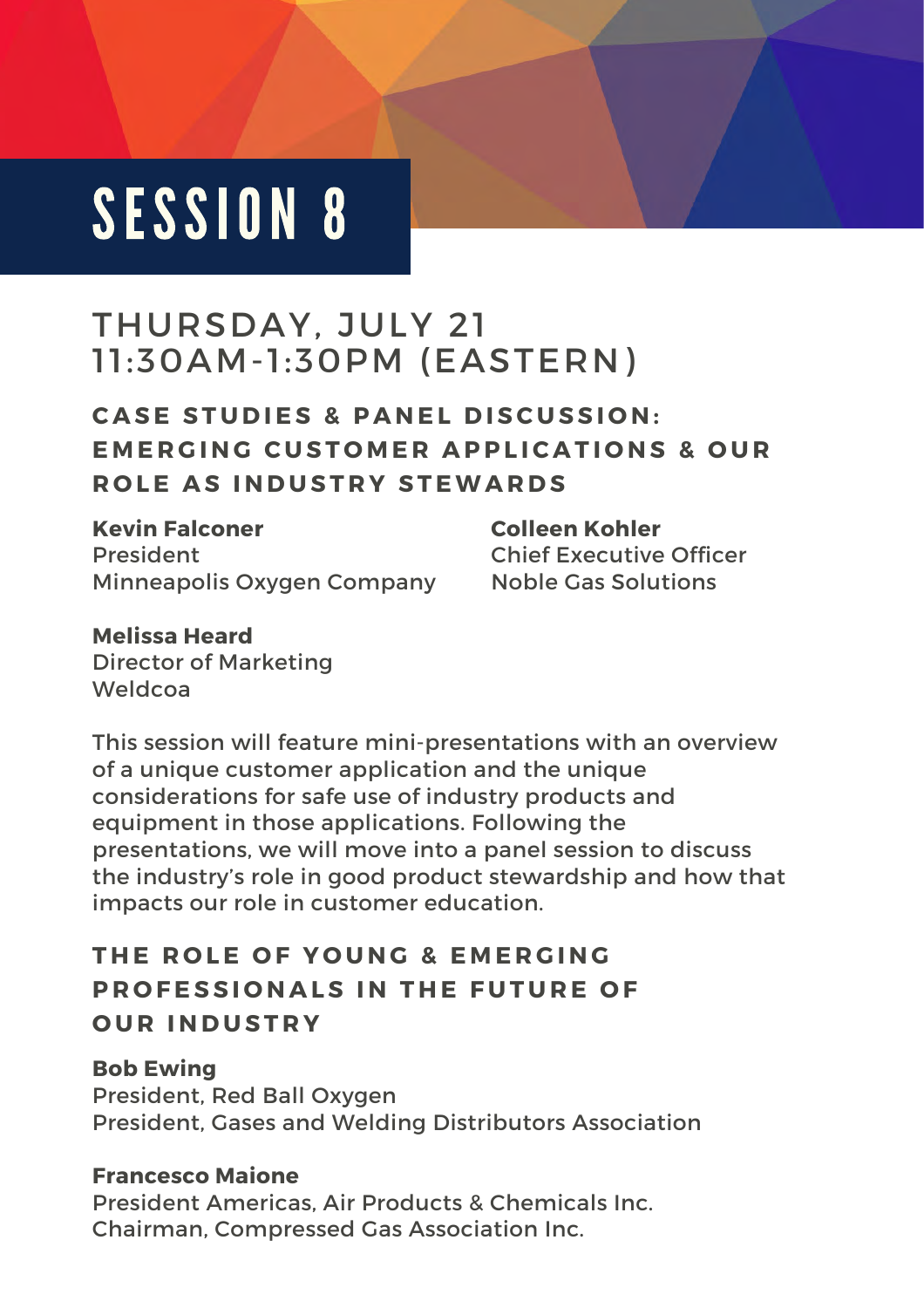# SESSION 8

## THURSDAY, JULY 21
## 11:30AM-1:30PM (EASTERN)

### CASE STUDIES & PANEL DISCUSSION: EMERGING CUSTOMER APPLICATIONS & OUR ROLE AS INDUSTRY STEWARDS

**Kevin Falconer**
President
Minneapolis Oxygen Company

**Colleen Kohler**
Chief Executive Officer
Noble Gas Solutions

**Melissa Heard**
Director of Marketing
Weldcoa

This session will feature mini-presentations with an overview of a unique customer application and the unique considerations for safe use of industry products and equipment in those applications. Following the presentations, we will move into a panel session to discuss the industry's role in good product stewardship and how that impacts our role in customer education.

### THE ROLE OF YOUNG & EMERGING PROFESSIONALS IN THE FUTURE OF OUR INDUSTRY

**Bob Ewing**
President, Red Ball Oxygen
President, Gases and Welding Distributors Association

**Francesco Maione**
President Americas, Air Products & Chemicals Inc.
Chairman, Compressed Gas Association Inc.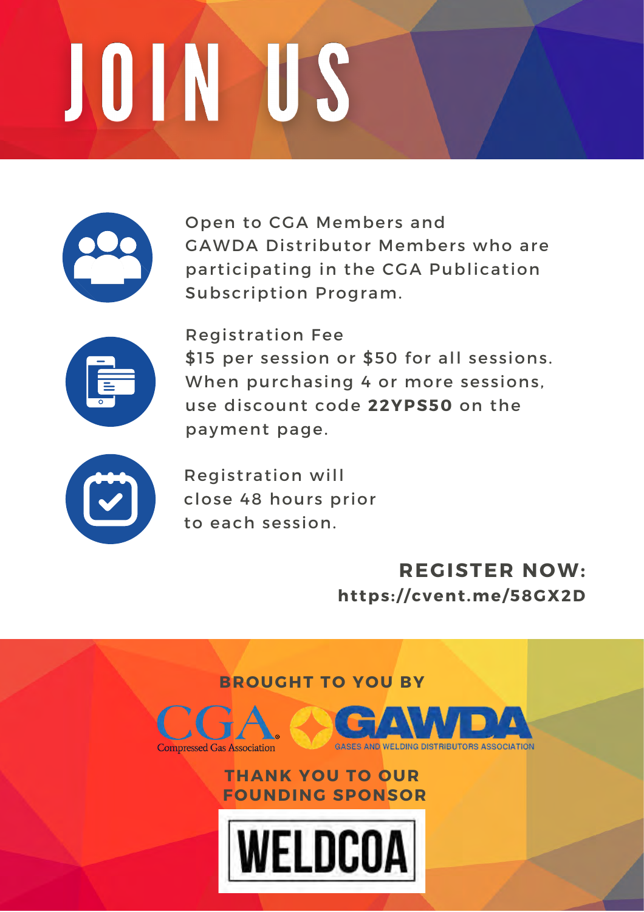# JOIN US

Open to CGA Members and GAWDA Distributor Members who are participating in the CGA Publication Subscription Program.

Registration Fee
$15 per session or $50 for all sessions. When purchasing 4 or more sessions, use discount code **22YPS50** on the payment page.

Registration will close 48 hours prior to each session.

**REGISTER NOW:**
**https://cvent.me/58GX2D**

**BROUGHT TO YOU BY**

CGA Compressed Gas Association

GAWDA GASES AND WELDING DISTRIBUTORS ASSOCIATION

**THANK YOU TO OUR FOUNDING SPONSOR**

WELDCOA